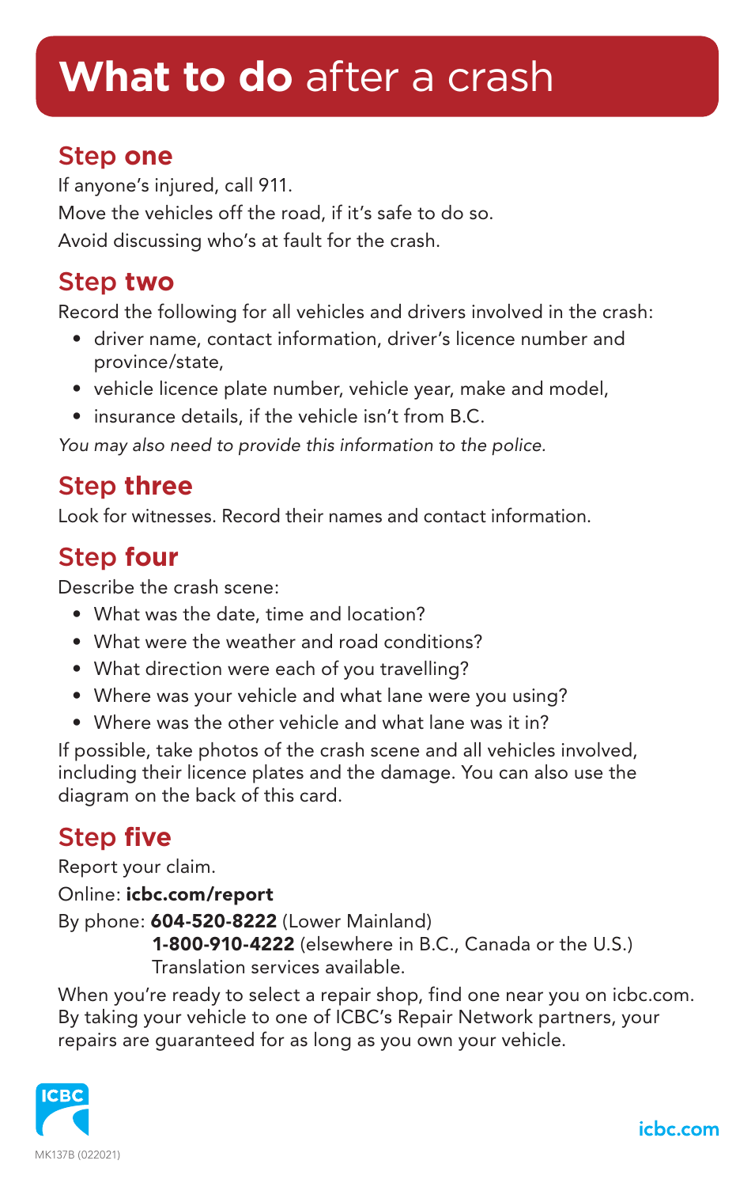# **What to do** after a crash

## Step one

If anyone's injured, call 911.

Move the vehicles off the road, if it's safe to do so.

Avoid discussing who's at fault for the crash.

## Step two

Record the following for all vehicles and drivers involved in the crash:

- driver name, contact information, driver's licence number and province/state,
- vehicle licence plate number, vehicle year, make and model,
- insurance details, if the vehicle isn't from B.C.

*You may also need to provide this information to the police.*

## Step three

Look for witnesses. Record their names and contact information.

## Step four

Describe the crash scene:

- What was the date, time and location?
- What were the weather and road conditions?
- What direction were each of you travelling?
- Where was your vehicle and what lane were you using?
- Where was the other vehicle and what lane was it in?

If possible, take photos of the crash scene and all vehicles involved, including their licence plates and the damage. You can also use the diagram on the back of this card.

## Step five

Report your claim.

Online: **icbc.com/report**

By phone: **604-520-8222** (Lower Mainland)
**1-800-910-4222** (elsewhere in B.C., Canada or the U.S.)
Translation services available.

When you're ready to select a repair shop, find one near you on icbc.com. By taking your vehicle to one of ICBC's Repair Network partners, your repairs are guaranteed for as long as you own your vehicle.

ICBC

MK137B (022021)

icbc.com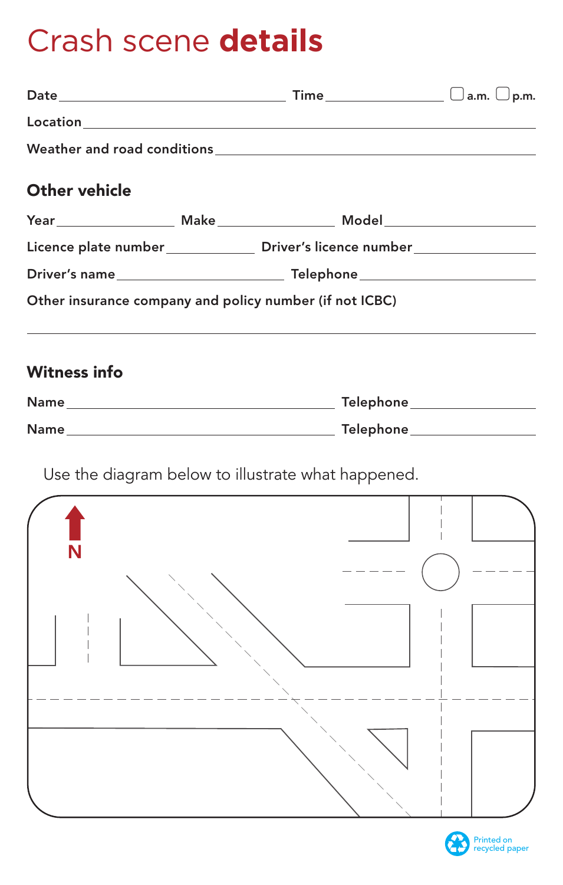# Crash scene **details**

Date ______________________ Time ______________ ☐ a.m. ☐ p.m.

Location ______________________________________________

Weather and road conditions ______________________________

## Other vehicle

Year ____________ Make ____________ Model ____________

Licence plate number __________ Driver's licence number ______________

Driver's name ____________________ Telephone ____________________

Other insurance company and policy number (if not ICBC)

______________________________________________

## Witness info

Name ______________________________ Telephone ______________

Name ______________________________ Telephone ______________

Use the diagram below to illustrate what happened.

N

Printed on recycled paper